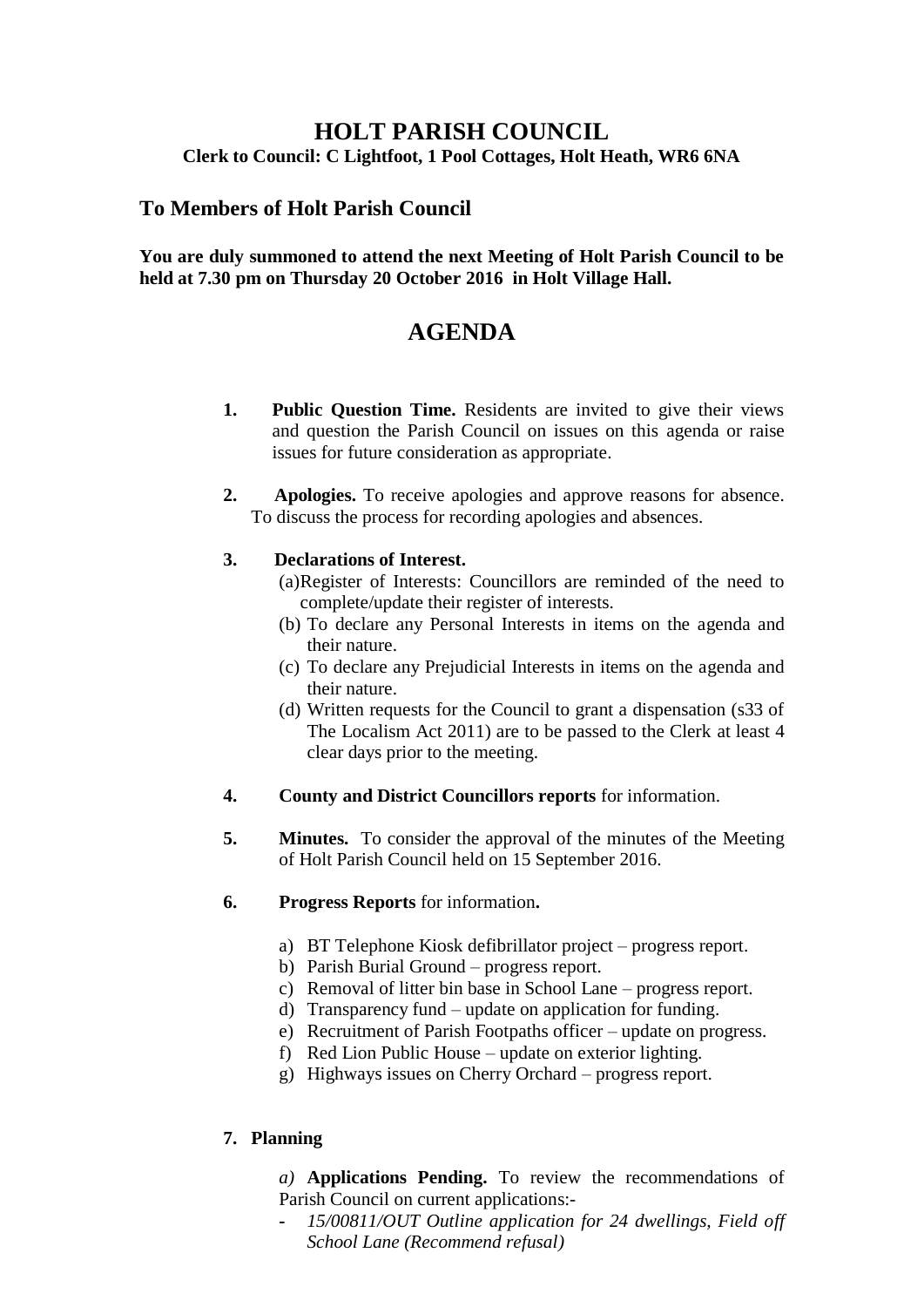# HOLT PARISH COUNCIL

**Clerk to Council: C Lightfoot, 1 Pool Cottages, Holt Heath, WR6 6NA**

## To Members of Holt Parish Council

**You are duly summoned to attend the next Meeting of Holt Parish Council to be held at 7.30 pm on Thursday 20 October 2016 in Holt Village Hall.**

# AGENDA

1. **Public Question Time.** Residents are invited to give their views and question the Parish Council on issues on this agenda or raise issues for future consideration as appropriate.

2. **Apologies.** To receive apologies and approve reasons for absence. To discuss the process for recording apologies and absences.

3. **Declarations of Interest.**
   (a) Register of Interests: Councillors are reminded of the need to complete/update their register of interests.
   (b) To declare any Personal Interests in items on the agenda and their nature.
   (c) To declare any Prejudicial Interests in items on the agenda and their nature.
   (d) Written requests for the Council to grant a dispensation (s33 of The Localism Act 2011) are to be passed to the Clerk at least 4 clear days prior to the meeting.

4. **County and District Councillors reports** for information.

5. **Minutes.** To consider the approval of the minutes of the Meeting of Holt Parish Council held on 15 September 2016.

6. **Progress Reports** for information**.**

   a) BT Telephone Kiosk defibrillator project – progress report.
   b) Parish Burial Ground – progress report.
   c) Removal of litter bin base in School Lane – progress report.
   d) Transparency fund – update on application for funding.
   e) Recruitment of Parish Footpaths officer – update on progress.
   f) Red Lion Public House – update on exterior lighting.
   g) Highways issues on Cherry Orchard – progress report.

7. **Planning**

   *a)* **Applications Pending.** To review the recommendations of Parish Council on current applications:-
   - *15/00811/OUT Outline application for 24 dwellings, Field off School Lane (Recommend refusal)*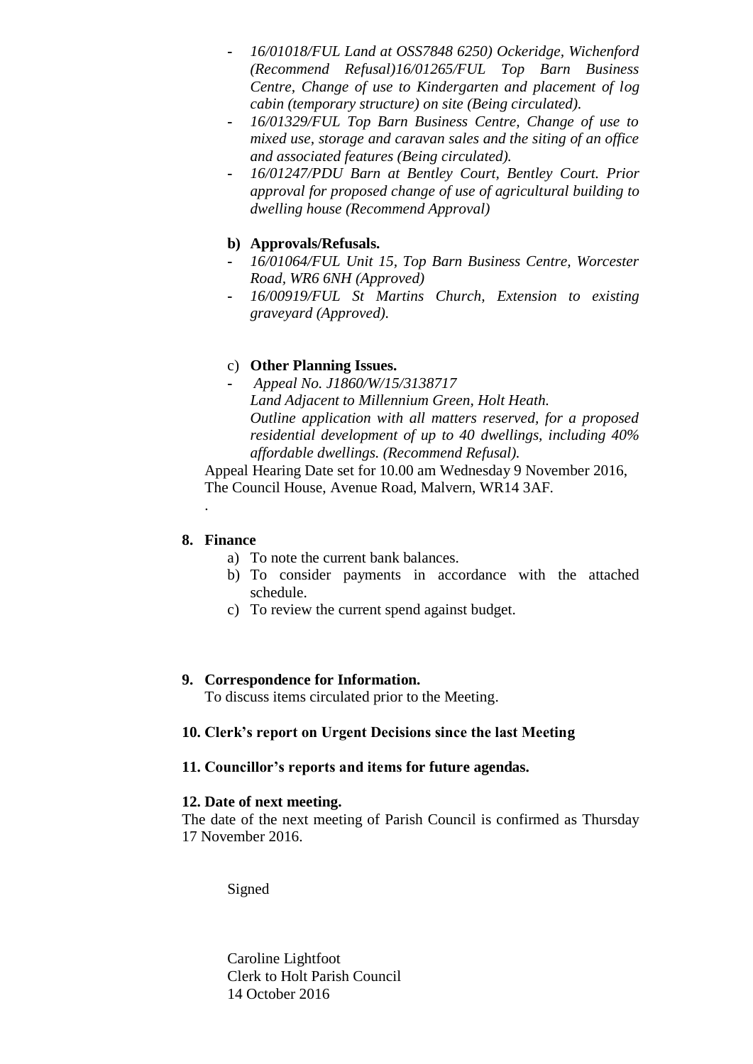- *16/01018/FUL Land at OSS7848 6250) Ockeridge, Wichenford (Recommend Refusal)16/01265/FUL Top Barn Business Centre, Change of use to Kindergarten and placement of log cabin (temporary structure) on site (Being circulated).*
- *16/01329/FUL Top Barn Business Centre, Change of use to mixed use, storage and caravan sales and the siting of an office and associated features (Being circulated).*
- *16/01247/PDU Barn at Bentley Court, Bentley Court. Prior approval for proposed change of use of agricultural building to dwelling house (Recommend Approval)*

**b) Approvals/Refusals.**

- *16/01064/FUL Unit 15, Top Barn Business Centre, Worcester Road, WR6 6NH (Approved)*
- *16/00919/FUL St Martins Church, Extension to existing graveyard (Approved).*

c) **Other Planning Issues.**

- *Appeal No. J1860/W/15/3138717*
  *Land Adjacent to Millennium Green, Holt Heath.*
  *Outline application with all matters reserved, for a proposed residential development of up to 40 dwellings, including 40% affordable dwellings. (Recommend Refusal).*

Appeal Hearing Date set for 10.00 am Wednesday 9 November 2016, The Council House, Avenue Road, Malvern, WR14 3AF.

.

**8. Finance**

a) To note the current bank balances.
b) To consider payments in accordance with the attached schedule.
c) To review the current spend against budget.

**9. Correspondence for Information.**

To discuss items circulated prior to the Meeting.

**10. Clerk's report on Urgent Decisions since the last Meeting**

**11. Councillor's reports and items for future agendas.**

**12. Date of next meeting.**

The date of the next meeting of Parish Council is confirmed as Thursday 17 November 2016.

Signed

Caroline Lightfoot
Clerk to Holt Parish Council
14 October 2016